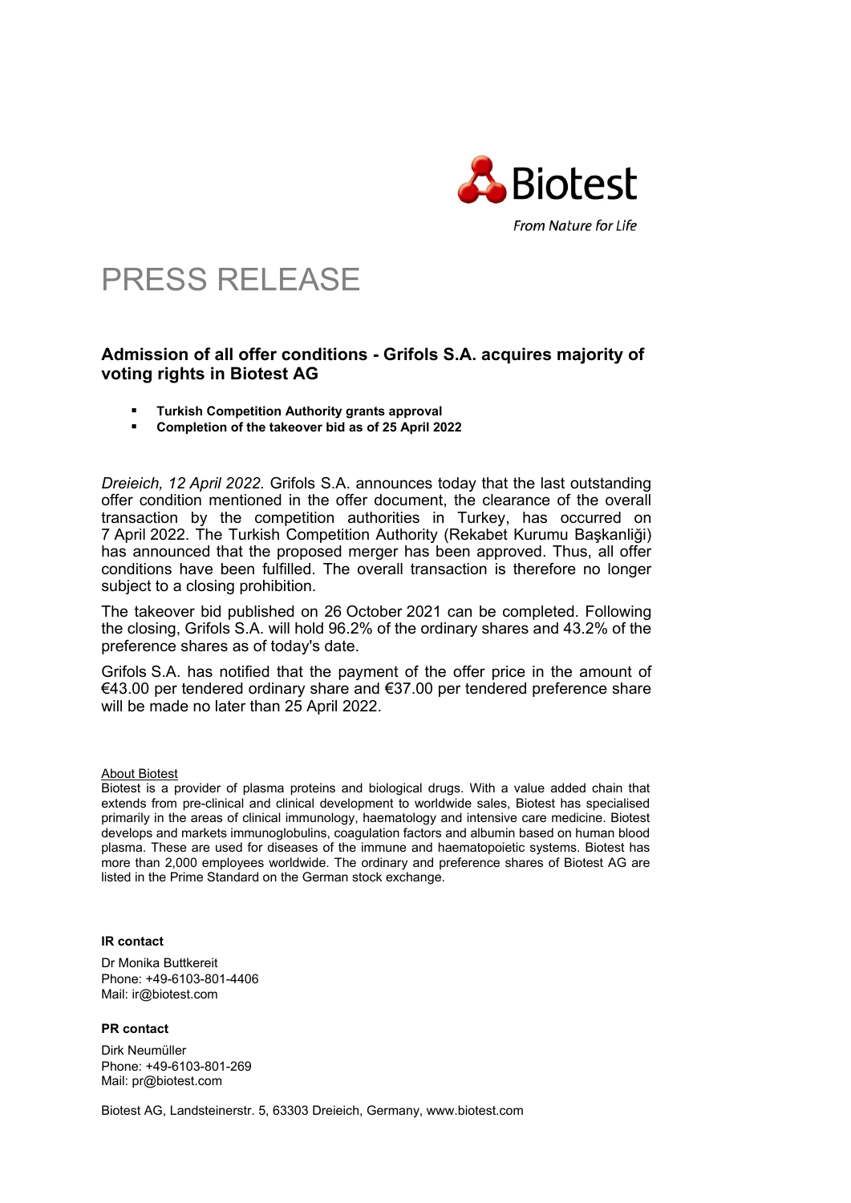Biotest

From Nature for Life

# PRESS RELEASE

## Admission of all offer conditions - Grifols S.A. acquires majority of voting rights in Biotest AG

- **Turkish Competition Authority grants approval**
- **Completion of the takeover bid as of 25 April 2022**

*Dreieich, 12 April 2022.* Grifols S.A. announces today that the last outstanding offer condition mentioned in the offer document, the clearance of the overall transaction by the competition authorities in Turkey, has occurred on 7 April 2022. The Turkish Competition Authority (Rekabet Kurumu Başkanliği) has announced that the proposed merger has been approved. Thus, all offer conditions have been fulfilled. The overall transaction is therefore no longer subject to a closing prohibition.

The takeover bid published on 26 October 2021 can be completed. Following the closing, Grifols S.A. will hold 96.2% of the ordinary shares and 43.2% of the preference shares as of today's date.

Grifols S.A. has notified that the payment of the offer price in the amount of €43.00 per tendered ordinary share and €37.00 per tendered preference share will be made no later than 25 April 2022.

About Biotest

Biotest is a provider of plasma proteins and biological drugs. With a value added chain that extends from pre-clinical and clinical development to worldwide sales, Biotest has specialised primarily in the areas of clinical immunology, haematology and intensive care medicine. Biotest develops and markets immunoglobulins, coagulation factors and albumin based on human blood plasma. These are used for diseases of the immune and haematopoietic systems. Biotest has more than 2,000 employees worldwide. The ordinary and preference shares of Biotest AG are listed in the Prime Standard on the German stock exchange.

**IR contact**

Dr Monika Buttkereit
Phone: +49-6103-801-4406
Mail: ir@biotest.com

**PR contact**

Dirk Neumüller
Phone: +49-6103-801-269
Mail: pr@biotest.com

Biotest AG, Landsteinerstr. 5, 63303 Dreieich, Germany, www.biotest.com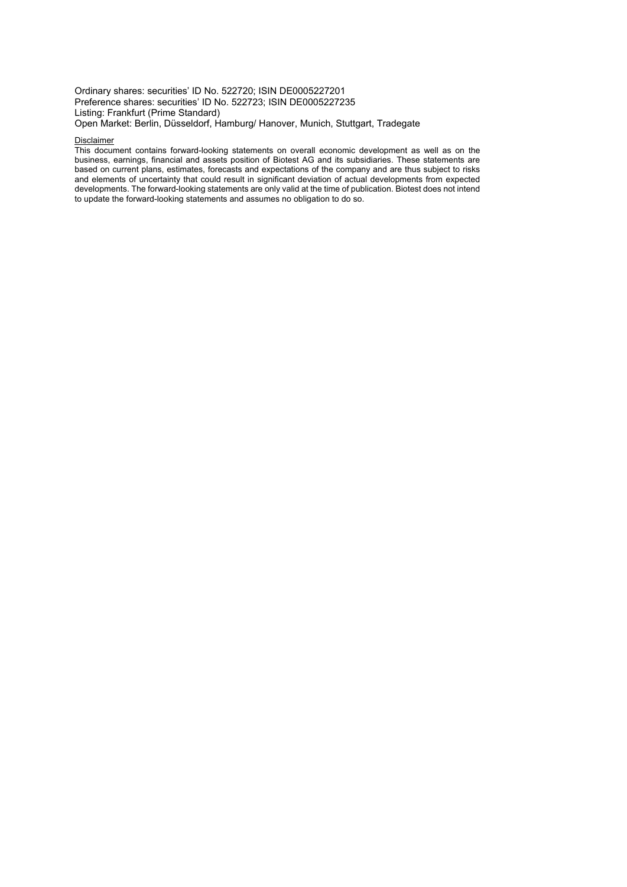Ordinary shares: securities' ID No. 522720; ISIN DE0005227201
Preference shares: securities' ID No. 522723; ISIN DE0005227235
Listing: Frankfurt (Prime Standard)
Open Market: Berlin, Düsseldorf, Hamburg/ Hanover, Munich, Stuttgart, Tradegate

Disclaimer

This document contains forward-looking statements on overall economic development as well as on the business, earnings, financial and assets position of Biotest AG and its subsidiaries. These statements are based on current plans, estimates, forecasts and expectations of the company and are thus subject to risks and elements of uncertainty that could result in significant deviation of actual developments from expected developments. The forward-looking statements are only valid at the time of publication. Biotest does not intend to update the forward-looking statements and assumes no obligation to do so.